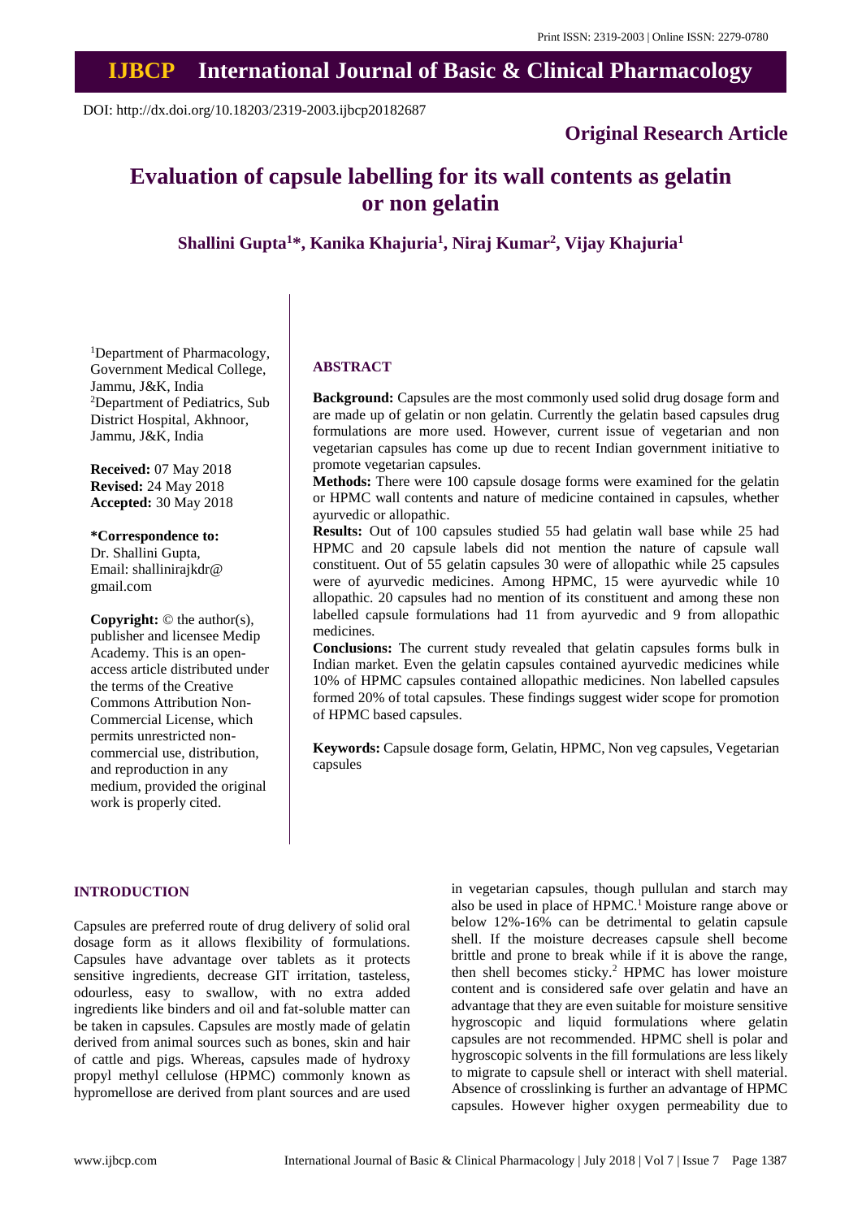Print ISSN: 2319-2003 | Online ISSN: 2279-0780

# IJBCP International Journal of Basic & Clinical Pharmacology

DOI: http://dx.doi.org/10.18203/2319-2003.ijbcp20182687

**Original Research Article**

# Evaluation of capsule labelling for its wall contents as gelatin or non gelatin

**Shallini Gupta[1]*, Kanika Khajuria[1], Niraj Kumar[2], Vijay Khajuria[1]**

[1]Department of Pharmacology, Government Medical College, Jammu, J&K, India
[2]Department of Pediatrics, Sub District Hospital, Akhnoor, Jammu, J&K, India

**Received:** 07 May 2018
**Revised:** 24 May 2018
**Accepted:** 30 May 2018

**\*Correspondence to:**
Dr. Shallini Gupta,
Email: shallinirajkdr@gmail.com

**Copyright:** © the author(s), publisher and licensee Medip Academy. This is an open-access article distributed under the terms of the Creative Commons Attribution Non-Commercial License, which permits unrestricted non-commercial use, distribution, and reproduction in any medium, provided the original work is properly cited.

## ABSTRACT

**Background:** Capsules are the most commonly used solid drug dosage form and are made up of gelatin or non gelatin. Currently the gelatin based capsules drug formulations are more used. However, current issue of vegetarian and non vegetarian capsules has come up due to recent Indian government initiative to promote vegetarian capsules.

**Methods:** There were 100 capsule dosage forms were examined for the gelatin or HPMC wall contents and nature of medicine contained in capsules, whether ayurvedic or allopathic.

**Results:** Out of 100 capsules studied 55 had gelatin wall base while 25 had HPMC and 20 capsule labels did not mention the nature of capsule wall constituent. Out of 55 gelatin capsules 30 were of allopathic while 25 capsules were of ayurvedic medicines. Among HPMC, 15 were ayurvedic while 10 allopathic. 20 capsules had no mention of its constituent and among these non labelled capsule formulations had 11 from ayurvedic and 9 from allopathic medicines.

**Conclusions:** The current study revealed that gelatin capsules forms bulk in Indian market. Even the gelatin capsules contained ayurvedic medicines while 10% of HPMC capsules contained allopathic medicines. Non labelled capsules formed 20% of total capsules. These findings suggest wider scope for promotion of HPMC based capsules.

**Keywords:** Capsule dosage form, Gelatin, HPMC, Non veg capsules, Vegetarian capsules

## INTRODUCTION

Capsules are preferred route of drug delivery of solid oral dosage form as it allows flexibility of formulations. Capsules have advantage over tablets as it protects sensitive ingredients, decrease GIT irritation, tasteless, odourless, easy to swallow, with no extra added ingredients like binders and oil and fat-soluble matter can be taken in capsules. Capsules are mostly made of gelatin derived from animal sources such as bones, skin and hair of cattle and pigs. Whereas, capsules made of hydroxy propyl methyl cellulose (HPMC) commonly known as hypromellose are derived from plant sources and are used in vegetarian capsules, though pullulan and starch may also be used in place of HPMC.[1] Moisture range above or below 12%-16% can be detrimental to gelatin capsule shell. If the moisture decreases capsule shell become brittle and prone to break while if it is above the range, then shell becomes sticky.[2] HPMC has lower moisture content and is considered safe over gelatin and have an advantage that they are even suitable for moisture sensitive hygroscopic and liquid formulations where gelatin capsules are not recommended. HPMC shell is polar and hygroscopic solvents in the fill formulations are less likely to migrate to capsule shell or interact with shell material. Absence of crosslinking is further an advantage of HPMC capsules. However higher oxygen permeability due to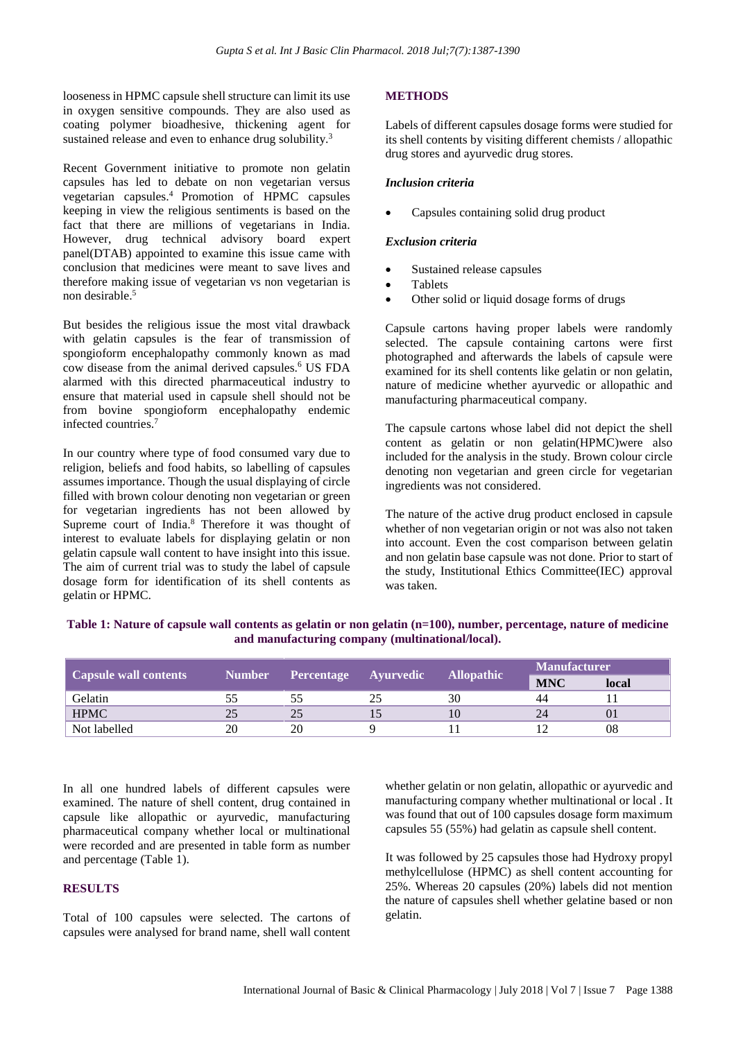looseness in HPMC capsule shell structure can limit its use in oxygen sensitive compounds. They are also used as coating polymer bioadhesive, thickening agent for sustained release and even to enhance drug solubility.[3]

Recent Government initiative to promote non gelatin capsules has led to debate on non vegetarian versus vegetarian capsules.[4] Promotion of HPMC capsules keeping in view the religious sentiments is based on the fact that there are millions of vegetarians in India. However, drug technical advisory board expert panel(DTAB) appointed to examine this issue came with conclusion that medicines were meant to save lives and therefore making issue of vegetarian vs non vegetarian is non desirable.[5]

But besides the religious issue the most vital drawback with gelatin capsules is the fear of transmission of spongioform encephalopathy commonly known as mad cow disease from the animal derived capsules.[6] US FDA alarmed with this directed pharmaceutical industry to ensure that material used in capsule shell should not be from bovine spongioform encephalopathy endemic infected countries.[7]

In our country where type of food consumed vary due to religion, beliefs and food habits, so labelling of capsules assumes importance. Though the usual displaying of circle filled with brown colour denoting non vegetarian or green for vegetarian ingredients has not been allowed by Supreme court of India.[8] Therefore it was thought of interest to evaluate labels for displaying gelatin or non gelatin capsule wall content to have insight into this issue. The aim of current trial was to study the label of capsule dosage form for identification of its shell contents as gelatin or HPMC.

## METHODS

Labels of different capsules dosage forms were studied for its shell contents by visiting different chemists / allopathic drug stores and ayurvedic drug stores.

### *Inclusion criteria*

- Capsules containing solid drug product

### *Exclusion criteria*

- Sustained release capsules
- Tablets
- Other solid or liquid dosage forms of drugs

Capsule cartons having proper labels were randomly selected. The capsule containing cartons were first photographed and afterwards the labels of capsule were examined for its shell contents like gelatin or non gelatin, nature of medicine whether ayurvedic or allopathic and manufacturing pharmaceutical company.

The capsule cartons whose label did not depict the shell content as gelatin or non gelatin(HPMC)were also included for the analysis in the study. Brown colour circle denoting non vegetarian and green circle for vegetarian ingredients was not considered.

The nature of the active drug product enclosed in capsule whether of non vegetarian origin or not was also not taken into account. Even the cost comparison between gelatin and non gelatin base capsule was not done. Prior to start of the study, Institutional Ethics Committee(IEC) approval was taken.

**Table 1: Nature of capsule wall contents as gelatin or non gelatin (n=100), number, percentage, nature of medicine and manufacturing company (multinational/local).**

| Capsule wall contents | Number | Percentage | Ayurvedic | Allopathic | Manufacturer | |
|---|---|---|---|---|---|---|
| | | | | | MNC | local |
| Gelatin | 55 | 55 | 25 | 30 | 44 | 11 |
| HPMC | 25 | 25 | 15 | 10 | 24 | 01 |
| Not labelled | 20 | 20 | 9 | 11 | 12 | 08 |

In all one hundred labels of different capsules were examined. The nature of shell content, drug contained in capsule like allopathic or ayurvedic, manufacturing pharmaceutical company whether local or multinational were recorded and are presented in table form as number and percentage (Table 1).

## RESULTS

Total of 100 capsules were selected. The cartons of capsules were analysed for brand name, shell wall content whether gelatin or non gelatin, allopathic or ayurvedic and manufacturing company whether multinational or local . It was found that out of 100 capsules dosage form maximum capsules 55 (55%) had gelatin as capsule shell content.

It was followed by 25 capsules those had Hydroxy propyl methylcellulose (HPMC) as shell content accounting for 25%. Whereas 20 capsules (20%) labels did not mention the nature of capsules shell whether gelatine based or non gelatin.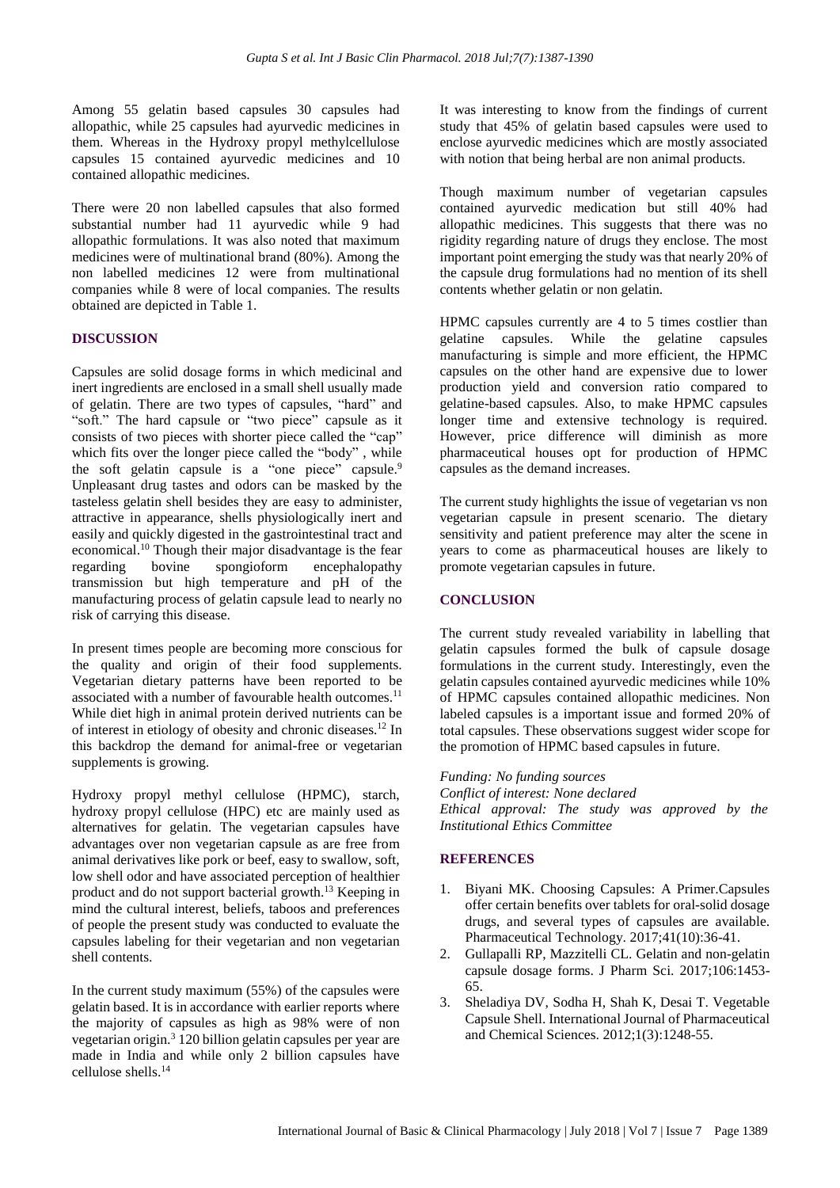Among 55 gelatin based capsules 30 capsules had allopathic, while 25 capsules had ayurvedic medicines in them. Whereas in the Hydroxy propyl methylcellulose capsules 15 contained ayurvedic medicines and 10 contained allopathic medicines.

There were 20 non labelled capsules that also formed substantial number had 11 ayurvedic while 9 had allopathic formulations. It was also noted that maximum medicines were of multinational brand (80%). Among the non labelled medicines 12 were from multinational companies while 8 were of local companies. The results obtained are depicted in Table 1.

## DISCUSSION

Capsules are solid dosage forms in which medicinal and inert ingredients are enclosed in a small shell usually made of gelatin. There are two types of capsules, "hard" and "soft." The hard capsule or "two piece" capsule as it consists of two pieces with shorter piece called the "cap" which fits over the longer piece called the "body" , while the soft gelatin capsule is a "one piece" capsule.[9] Unpleasant drug tastes and odors can be masked by the tasteless gelatin shell besides they are easy to administer, attractive in appearance, shells physiologically inert and easily and quickly digested in the gastrointestinal tract and economical.[10] Though their major disadvantage is the fear regarding bovine spongioform encephalopathy transmission but high temperature and pH of the manufacturing process of gelatin capsule lead to nearly no risk of carrying this disease.

In present times people are becoming more conscious for the quality and origin of their food supplements. Vegetarian dietary patterns have been reported to be associated with a number of favourable health outcomes.[11] While diet high in animal protein derived nutrients can be of interest in etiology of obesity and chronic diseases.[12] In this backdrop the demand for animal-free or vegetarian supplements is growing.

Hydroxy propyl methyl cellulose (HPMC), starch, hydroxy propyl cellulose (HPC) etc are mainly used as alternatives for gelatin. The vegetarian capsules have advantages over non vegetarian capsule as are free from animal derivatives like pork or beef, easy to swallow, soft, low shell odor and have associated perception of healthier product and do not support bacterial growth.[13] Keeping in mind the cultural interest, beliefs, taboos and preferences of people the present study was conducted to evaluate the capsules labeling for their vegetarian and non vegetarian shell contents.

In the current study maximum (55%) of the capsules were gelatin based. It is in accordance with earlier reports where the majority of capsules as high as 98% were of non vegetarian origin.[3] 120 billion gelatin capsules per year are made in India and while only 2 billion capsules have cellulose shells.[14]

It was interesting to know from the findings of current study that 45% of gelatin based capsules were used to enclose ayurvedic medicines which are mostly associated with notion that being herbal are non animal products.

Though maximum number of vegetarian capsules contained ayurvedic medication but still 40% had allopathic medicines. This suggests that there was no rigidity regarding nature of drugs they enclose. The most important point emerging the study was that nearly 20% of the capsule drug formulations had no mention of its shell contents whether gelatin or non gelatin.

HPMC capsules currently are 4 to 5 times costlier than gelatine capsules. While the gelatine capsules manufacturing is simple and more efficient, the HPMC capsules on the other hand are expensive due to lower production yield and conversion ratio compared to gelatine-based capsules. Also, to make HPMC capsules longer time and extensive technology is required. However, price difference will diminish as more pharmaceutical houses opt for production of HPMC capsules as the demand increases.

The current study highlights the issue of vegetarian vs non vegetarian capsule in present scenario. The dietary sensitivity and patient preference may alter the scene in years to come as pharmaceutical houses are likely to promote vegetarian capsules in future.

## CONCLUSION

The current study revealed variability in labelling that gelatin capsules formed the bulk of capsule dosage formulations in the current study. Interestingly, even the gelatin capsules contained ayurvedic medicines while 10% of HPMC capsules contained allopathic medicines. Non labeled capsules is a important issue and formed 20% of total capsules. These observations suggest wider scope for the promotion of HPMC based capsules in future.

*Funding: No funding sources*
*Conflict of interest: None declared*
*Ethical approval: The study was approved by the Institutional Ethics Committee*

## REFERENCES

1. Biyani MK. Choosing Capsules: A Primer.Capsules offer certain benefits over tablets for oral-solid dosage drugs, and several types of capsules are available. Pharmaceutical Technology. 2017;41(10):36-41.
2. Gullapalli RP, Mazzitelli CL. Gelatin and non-gelatin capsule dosage forms. J Pharm Sci. 2017;106:1453-65.
3. Sheladiya DV, Sodha H, Shah K, Desai T. Vegetable Capsule Shell. International Journal of Pharmaceutical and Chemical Sciences. 2012;1(3):1248-55.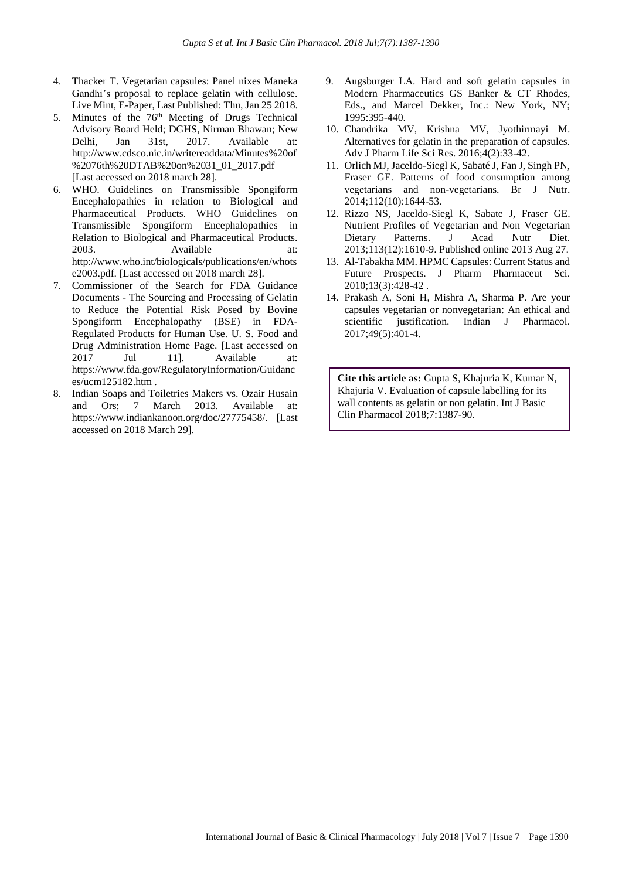4. Thacker T. Vegetarian capsules: Panel nixes Maneka Gandhi's proposal to replace gelatin with cellulose. Live Mint, E-Paper, Last Published: Thu, Jan 25 2018.
5. Minutes of the 76th Meeting of Drugs Technical Advisory Board Held; DGHS, Nirman Bhawan; New Delhi, Jan 31st, 2017. Available at: http://www.cdsco.nic.in/writereaddata/Minutes%20of%2076th%20DTAB%20on%2031_01_2017.pdf [Last accessed on 2018 march 28].
6. WHO. Guidelines on Transmissible Spongiform Encephalopathies in relation to Biological and Pharmaceutical Products. WHO Guidelines on Transmissible Spongiform Encephalopathies in Relation to Biological and Pharmaceutical Products. 2003. Available at: http://www.who.int/biologicals/publications/en/whotse2003.pdf. [Last accessed on 2018 march 28].
7. Commissioner of the Search for FDA Guidance Documents - The Sourcing and Processing of Gelatin to Reduce the Potential Risk Posed by Bovine Spongiform Encephalopathy (BSE) in FDA-Regulated Products for Human Use. U. S. Food and Drug Administration Home Page. [Last accessed on 2017 Jul 11]. Available at: https://www.fda.gov/RegulatoryInformation/Guidances/ucm125182.htm .
8. Indian Soaps and Toiletries Makers vs. Ozair Husain and Ors; 7 March 2013. Available at: https://www.indiankanoon.org/doc/27775458/. [Last accessed on 2018 March 29].
9. Augsburger LA. Hard and soft gelatin capsules in Modern Pharmaceutics GS Banker & CT Rhodes, Eds., and Marcel Dekker, Inc.: New York, NY; 1995:395-440.
10. Chandrika MV, Krishna MV, Jyothirmayi M. Alternatives for gelatin in the preparation of capsules. Adv J Pharm Life Sci Res. 2016;4(2):33-42.
11. Orlich MJ, Jaceldo-Siegl K, Sabaté J, Fan J, Singh PN, Fraser GE. Patterns of food consumption among vegetarians and non-vegetarians. Br J Nutr. 2014;112(10):1644-53.
12. Rizzo NS, Jaceldo-Siegl K, Sabate J, Fraser GE. Nutrient Profiles of Vegetarian and Non Vegetarian Dietary Patterns. J Acad Nutr Diet. 2013;113(12):1610-9. Published online 2013 Aug 27.
13. Al-Tabakha MM. HPMC Capsules: Current Status and Future Prospects. J Pharm Pharmaceut Sci. 2010;13(3):428-42 .
14. Prakash A, Soni H, Mishra A, Sharma P. Are your capsules vegetarian or nonvegetarian: An ethical and scientific justification. Indian J Pharmacol. 2017;49(5):401-4.

**Cite this article as:** Gupta S, Khajuria K, Kumar N, Khajuria V. Evaluation of capsule labelling for its wall contents as gelatin or non gelatin. Int J Basic Clin Pharmacol 2018;7:1387-90.